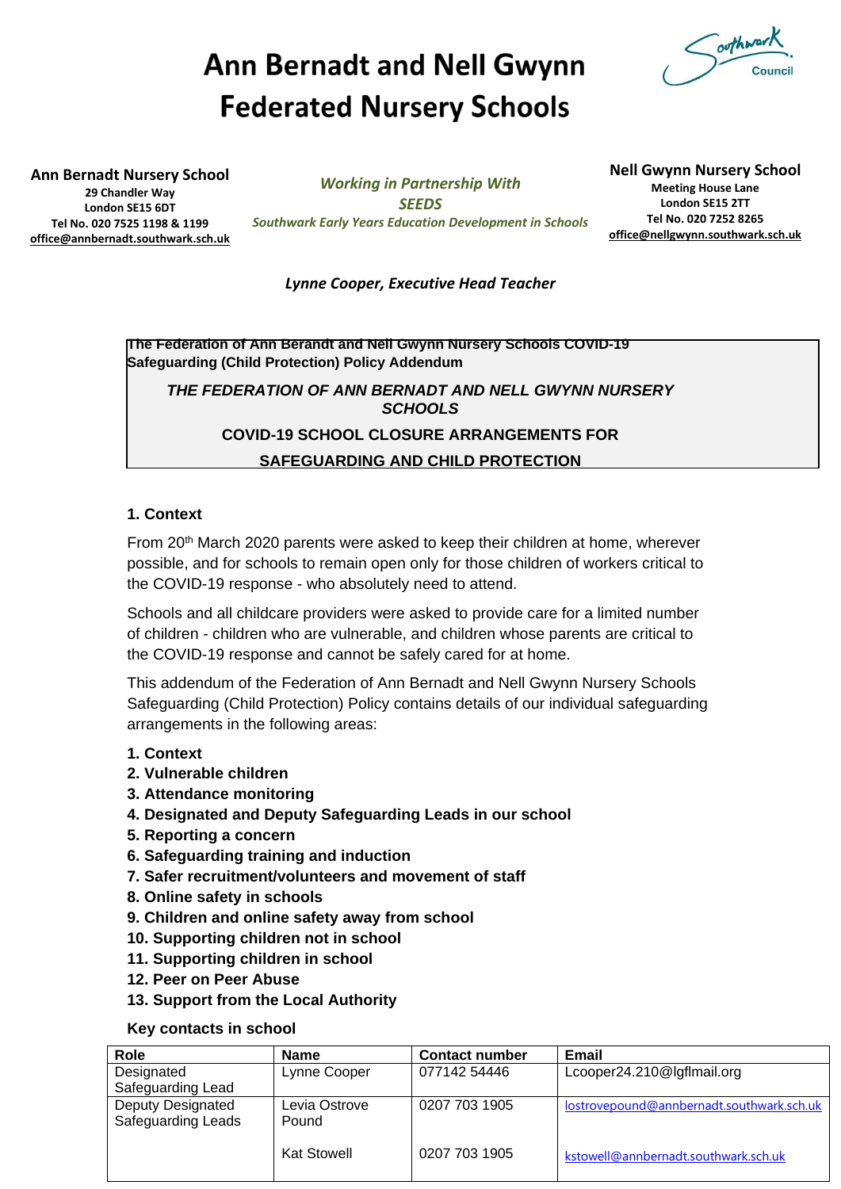# Ann Bernadt and Nell Gwynn Federated Nursery Schools

**Ann Bernadt Nursery School**
**29 Chandler Way**
**London SE15 6DT**
**Tel No. 020 7525 1198 & 1199**
**office@annbernadt.southwark.sch.uk**

***Working in Partnership With***
***SEEDS***
***Southwark Early Years Education Development in Schools***

**Nell Gwynn Nursery School**
**Meeting House Lane**
**London SE15 2TT**
**Tel No. 020 7252 8265**
**office@nellgwynn.southwark.sch.uk**

***Lynne Cooper, Executive Head Teacher***

**The Federation of Ann Berandt and Nell Gwynn Nursery Schools COVID-19 Safeguarding (Child Protection) Policy Addendum**

***THE FEDERATION OF ANN BERNADT AND NELL GWYNN NURSERY SCHOOLS***

**COVID-19 SCHOOL CLOSURE ARRANGEMENTS FOR SAFEGUARDING AND CHILD PROTECTION**

## 1. Context

From 20th March 2020 parents were asked to keep their children at home, wherever possible, and for schools to remain open only for those children of workers critical to the COVID-19 response - who absolutely need to attend.

Schools and all childcare providers were asked to provide care for a limited number of children - children who are vulnerable, and children whose parents are critical to the COVID-19 response and cannot be safely cared for at home.

This addendum of the Federation of Ann Bernadt and Nell Gwynn Nursery Schools Safeguarding (Child Protection) Policy contains details of our individual safeguarding arrangements in the following areas:

1. **Context**
2. **Vulnerable children**
3. **Attendance monitoring**
4. **Designated and Deputy Safeguarding Leads in our school**
5. **Reporting a concern**
6. **Safeguarding training and induction**
7. **Safer recruitment/volunteers and movement of staff**
8. **Online safety in schools**
9. **Children and online safety away from school**
10. **Supporting children not in school**
11. **Supporting children in school**
12. **Peer on Peer Abuse**
13. **Support from the Local Authority**

**Key contacts in school**

| Role | Name | Contact number | Email |
|---|---|---|---|
| Designated Safeguarding Lead | Lynne Cooper | 077142 54446 | Lcooper24.210@lgflmail.org |
| Deputy Designated Safeguarding Leads | Levia Ostrove Pound | 0207 703 1905 | lostrovepound@annbernadt.southwark.sch.uk |
| | Kat Stowell | 0207 703 1905 | kstowell@annbernadt.southwark.sch.uk |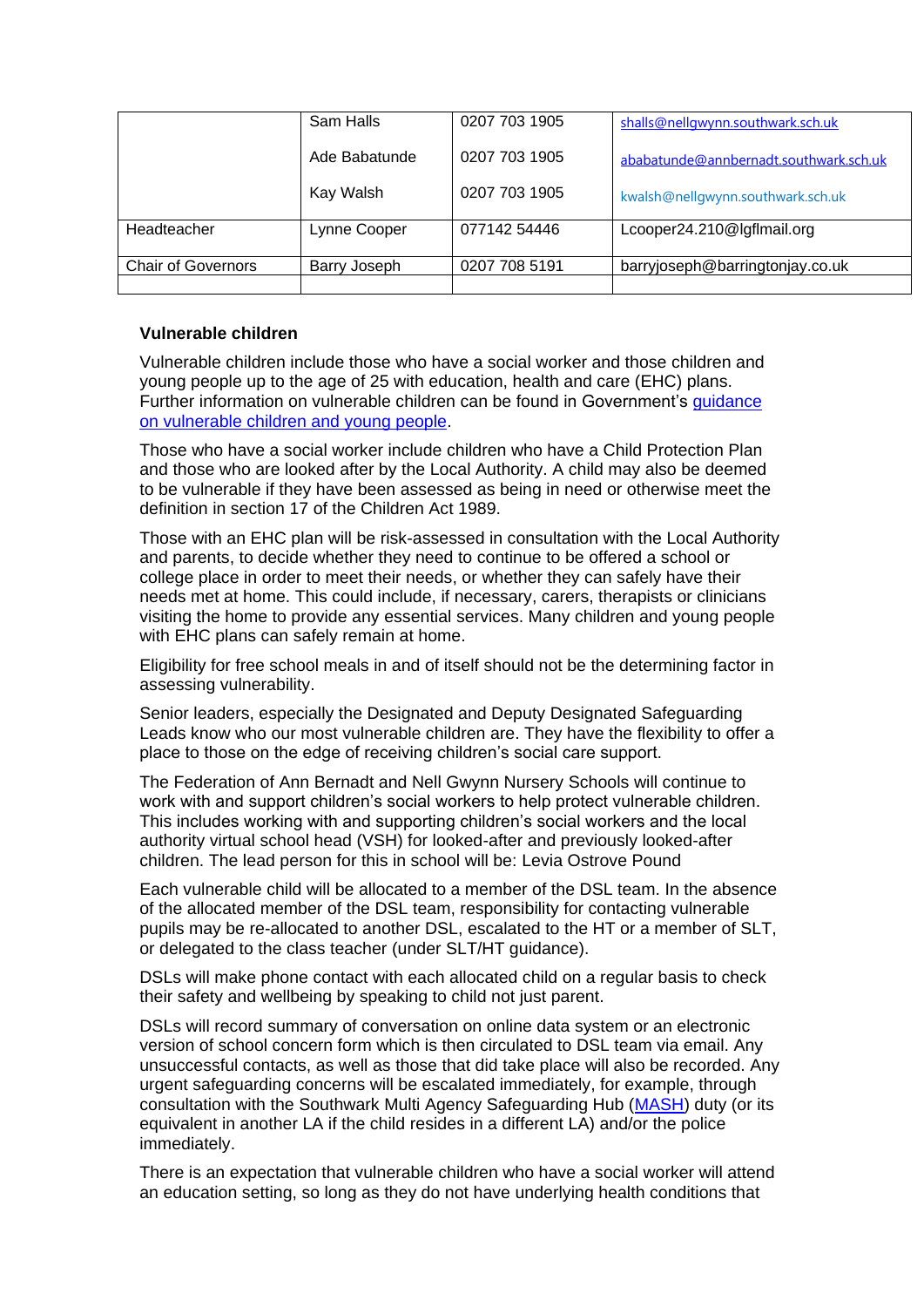| | | | |
|---|---|---|---|
| | Sam Halls<br><br>Ade Babatunde<br><br>Kay Walsh | 0207 703 1905<br><br>0207 703 1905<br><br>0207 703 1905 | shalls@nellgwynn.southwark.sch.uk<br><br>ababatunde@annbernadt.southwark.sch.uk<br><br>kwalsh@nellgwynn.southwark.sch.uk |
| Headteacher | Lynne Cooper | 077142 54446 | Lcooper24.210@lgflmail.org |
| Chair of Governors | Barry Joseph | 0207 708 5191 | barryjoseph@barringtonjay.co.uk |
| | | | |

**Vulnerable children**

Vulnerable children include those who have a social worker and those children and young people up to the age of 25 with education, health and care (EHC) plans. Further information on vulnerable children can be found in Government's guidance on vulnerable children and young people.

Those who have a social worker include children who have a Child Protection Plan and those who are looked after by the Local Authority. A child may also be deemed to be vulnerable if they have been assessed as being in need or otherwise meet the definition in section 17 of the Children Act 1989.

Those with an EHC plan will be risk-assessed in consultation with the Local Authority and parents, to decide whether they need to continue to be offered a school or college place in order to meet their needs, or whether they can safely have their needs met at home. This could include, if necessary, carers, therapists or clinicians visiting the home to provide any essential services. Many children and young people with EHC plans can safely remain at home.

Eligibility for free school meals in and of itself should not be the determining factor in assessing vulnerability.

Senior leaders, especially the Designated and Deputy Designated Safeguarding Leads know who our most vulnerable children are. They have the flexibility to offer a place to those on the edge of receiving children's social care support.

The Federation of Ann Bernadt and Nell Gwynn Nursery Schools will continue to work with and support children's social workers to help protect vulnerable children. This includes working with and supporting children's social workers and the local authority virtual school head (VSH) for looked-after and previously looked-after children. The lead person for this in school will be: Levia Ostrove Pound

Each vulnerable child will be allocated to a member of the DSL team. In the absence of the allocated member of the DSL team, responsibility for contacting vulnerable pupils may be re-allocated to another DSL, escalated to the HT or a member of SLT, or delegated to the class teacher (under SLT/HT guidance).

DSLs will make phone contact with each allocated child on a regular basis to check their safety and wellbeing by speaking to child not just parent.

DSLs will record summary of conversation on online data system or an electronic version of school concern form which is then circulated to DSL team via email. Any unsuccessful contacts, as well as those that did take place will also be recorded. Any urgent safeguarding concerns will be escalated immediately, for example, through consultation with the Southwark Multi Agency Safeguarding Hub (MASH) duty (or its equivalent in another LA if the child resides in a different LA) and/or the police immediately.

There is an expectation that vulnerable children who have a social worker will attend an education setting, so long as they do not have underlying health conditions that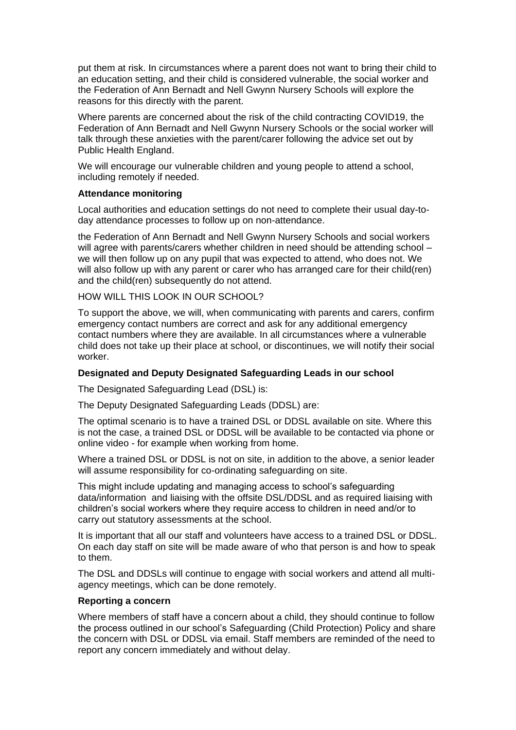put them at risk. In circumstances where a parent does not want to bring their child to an education setting, and their child is considered vulnerable, the social worker and the Federation of Ann Bernadt and Nell Gwynn Nursery Schools will explore the reasons for this directly with the parent.

Where parents are concerned about the risk of the child contracting COVID19, the Federation of Ann Bernadt and Nell Gwynn Nursery Schools or the social worker will talk through these anxieties with the parent/carer following the advice set out by Public Health England.

We will encourage our vulnerable children and young people to attend a school, including remotely if needed.

**Attendance monitoring**

Local authorities and education settings do not need to complete their usual day-to-day attendance processes to follow up on non-attendance.

the Federation of Ann Bernadt and Nell Gwynn Nursery Schools and social workers will agree with parents/carers whether children in need should be attending school – we will then follow up on any pupil that was expected to attend, who does not. We will also follow up with any parent or carer who has arranged care for their child(ren) and the child(ren) subsequently do not attend.

HOW WILL THIS LOOK IN OUR SCHOOL?

To support the above, we will, when communicating with parents and carers, confirm emergency contact numbers are correct and ask for any additional emergency contact numbers where they are available. In all circumstances where a vulnerable child does not take up their place at school, or discontinues, we will notify their social worker.

**Designated and Deputy Designated Safeguarding Leads in our school**

The Designated Safeguarding Lead (DSL) is:

The Deputy Designated Safeguarding Leads (DDSL) are:

The optimal scenario is to have a trained DSL or DDSL available on site. Where this is not the case, a trained DSL or DDSL will be available to be contacted via phone or online video - for example when working from home.

Where a trained DSL or DDSL is not on site, in addition to the above, a senior leader will assume responsibility for co-ordinating safeguarding on site.

This might include updating and managing access to school's safeguarding data/information and liaising with the offsite DSL/DDSL and as required liaising with children's social workers where they require access to children in need and/or to carry out statutory assessments at the school.

It is important that all our staff and volunteers have access to a trained DSL or DDSL. On each day staff on site will be made aware of who that person is and how to speak to them.

The DSL and DDSLs will continue to engage with social workers and attend all multi-agency meetings, which can be done remotely.

**Reporting a concern**

Where members of staff have a concern about a child, they should continue to follow the process outlined in our school's Safeguarding (Child Protection) Policy and share the concern with DSL or DDSL via email. Staff members are reminded of the need to report any concern immediately and without delay.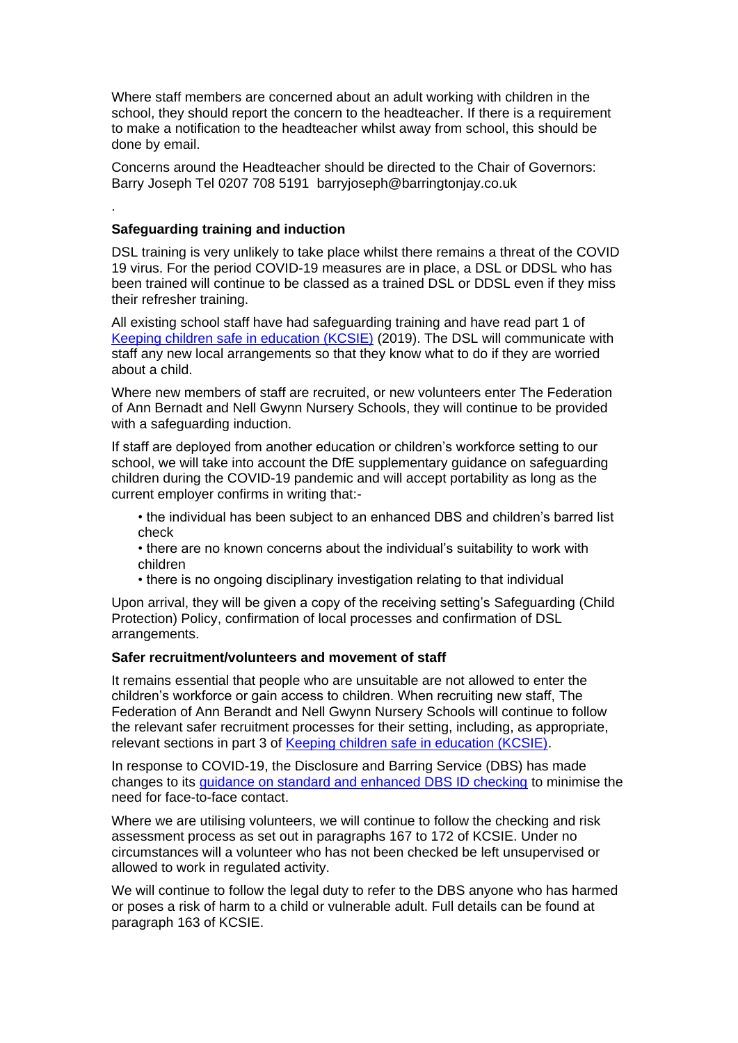Where staff members are concerned about an adult working with children in the school, they should report the concern to the headteacher. If there is a requirement to make a notification to the headteacher whilst away from school, this should be done by email.

Concerns around the Headteacher should be directed to the Chair of Governors: Barry Joseph Tel 0207 708 5191 barryjoseph@barringtonjay.co.uk

.

**Safeguarding training and induction**

DSL training is very unlikely to take place whilst there remains a threat of the COVID 19 virus. For the period COVID-19 measures are in place, a DSL or DDSL who has been trained will continue to be classed as a trained DSL or DDSL even if they miss their refresher training.

All existing school staff have had safeguarding training and have read part 1 of [Keeping children safe in education (KCSIE)](#) (2019). The DSL will communicate with staff any new local arrangements so that they know what to do if they are worried about a child.

Where new members of staff are recruited, or new volunteers enter The Federation of Ann Bernadt and Nell Gwynn Nursery Schools, they will continue to be provided with a safeguarding induction.

If staff are deployed from another education or children's workforce setting to our school, we will take into account the DfE supplementary guidance on safeguarding children during the COVID-19 pandemic and will accept portability as long as the current employer confirms in writing that:-

- the individual has been subject to an enhanced DBS and children's barred list check
- there are no known concerns about the individual's suitability to work with children
- there is no ongoing disciplinary investigation relating to that individual

Upon arrival, they will be given a copy of the receiving setting's Safeguarding (Child Protection) Policy, confirmation of local processes and confirmation of DSL arrangements.

**Safer recruitment/volunteers and movement of staff**

It remains essential that people who are unsuitable are not allowed to enter the children's workforce or gain access to children. When recruiting new staff, The Federation of Ann Berandt and Nell Gwynn Nursery Schools will continue to follow the relevant safer recruitment processes for their setting, including, as appropriate, relevant sections in part 3 of [Keeping children safe in education (KCSIE)](#).

In response to COVID-19, the Disclosure and Barring Service (DBS) has made changes to its [guidance on standard and enhanced DBS ID checking](#) to minimise the need for face-to-face contact.

Where we are utilising volunteers, we will continue to follow the checking and risk assessment process as set out in paragraphs 167 to 172 of KCSIE. Under no circumstances will a volunteer who has not been checked be left unsupervised or allowed to work in regulated activity.

We will continue to follow the legal duty to refer to the DBS anyone who has harmed or poses a risk of harm to a child or vulnerable adult. Full details can be found at paragraph 163 of KCSIE.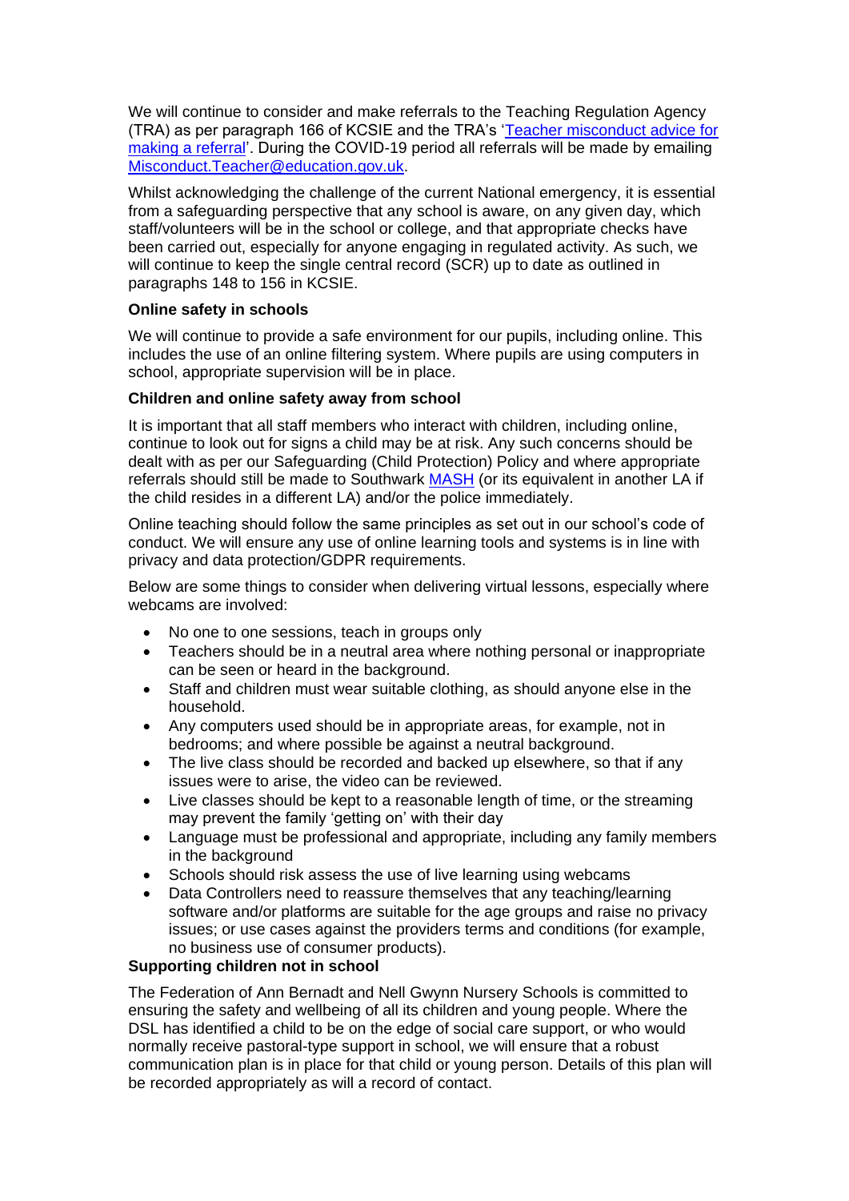We will continue to consider and make referrals to the Teaching Regulation Agency (TRA) as per paragraph 166 of KCSIE and the TRA's 'Teacher misconduct advice for making a referral'. During the COVID-19 period all referrals will be made by emailing Misconduct.Teacher@education.gov.uk.

Whilst acknowledging the challenge of the current National emergency, it is essential from a safeguarding perspective that any school is aware, on any given day, which staff/volunteers will be in the school or college, and that appropriate checks have been carried out, especially for anyone engaging in regulated activity. As such, we will continue to keep the single central record (SCR) up to date as outlined in paragraphs 148 to 156 in KCSIE.

**Online safety in schools**

We will continue to provide a safe environment for our pupils, including online. This includes the use of an online filtering system. Where pupils are using computers in school, appropriate supervision will be in place.

**Children and online safety away from school**

It is important that all staff members who interact with children, including online, continue to look out for signs a child may be at risk. Any such concerns should be dealt with as per our Safeguarding (Child Protection) Policy and where appropriate referrals should still be made to Southwark MASH (or its equivalent in another LA if the child resides in a different LA) and/or the police immediately.

Online teaching should follow the same principles as set out in our school's code of conduct. We will ensure any use of online learning tools and systems is in line with privacy and data protection/GDPR requirements.

Below are some things to consider when delivering virtual lessons, especially where webcams are involved:

- No one to one sessions, teach in groups only
- Teachers should be in a neutral area where nothing personal or inappropriate can be seen or heard in the background.
- Staff and children must wear suitable clothing, as should anyone else in the household.
- Any computers used should be in appropriate areas, for example, not in bedrooms; and where possible be against a neutral background.
- The live class should be recorded and backed up elsewhere, so that if any issues were to arise, the video can be reviewed.
- Live classes should be kept to a reasonable length of time, or the streaming may prevent the family 'getting on' with their day
- Language must be professional and appropriate, including any family members in the background
- Schools should risk assess the use of live learning using webcams
- Data Controllers need to reassure themselves that any teaching/learning software and/or platforms are suitable for the age groups and raise no privacy issues; or use cases against the providers terms and conditions (for example, no business use of consumer products).

**Supporting children not in school**

The Federation of Ann Bernadt and Nell Gwynn Nursery Schools is committed to ensuring the safety and wellbeing of all its children and young people. Where the DSL has identified a child to be on the edge of social care support, or who would normally receive pastoral-type support in school, we will ensure that a robust communication plan is in place for that child or young person. Details of this plan will be recorded appropriately as will a record of contact.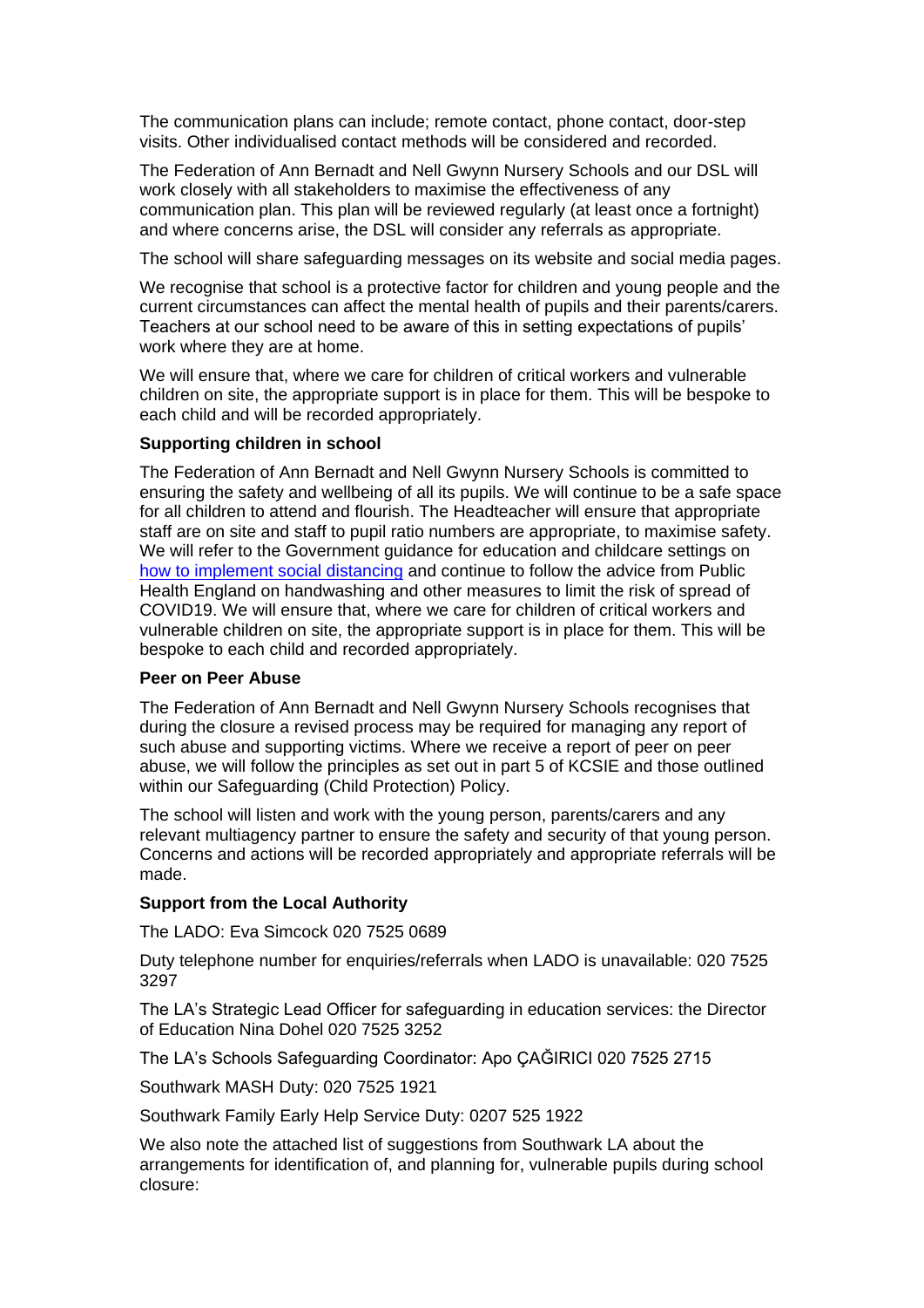The communication plans can include; remote contact, phone contact, door-step visits. Other individualised contact methods will be considered and recorded.

The Federation of Ann Bernadt and Nell Gwynn Nursery Schools and our DSL will work closely with all stakeholders to maximise the effectiveness of any communication plan. This plan will be reviewed regularly (at least once a fortnight) and where concerns arise, the DSL will consider any referrals as appropriate.

The school will share safeguarding messages on its website and social media pages.

We recognise that school is a protective factor for children and young people and the current circumstances can affect the mental health of pupils and their parents/carers. Teachers at our school need to be aware of this in setting expectations of pupils' work where they are at home.

We will ensure that, where we care for children of critical workers and vulnerable children on site, the appropriate support is in place for them. This will be bespoke to each child and will be recorded appropriately.

**Supporting children in school**

The Federation of Ann Bernadt and Nell Gwynn Nursery Schools is committed to ensuring the safety and wellbeing of all its pupils. We will continue to be a safe space for all children to attend and flourish. The Headteacher will ensure that appropriate staff are on site and staff to pupil ratio numbers are appropriate, to maximise safety. We will refer to the Government guidance for education and childcare settings on how to implement social distancing and continue to follow the advice from Public Health England on handwashing and other measures to limit the risk of spread of COVID19. We will ensure that, where we care for children of critical workers and vulnerable children on site, the appropriate support is in place for them. This will be bespoke to each child and recorded appropriately.

**Peer on Peer Abuse**

The Federation of Ann Bernadt and Nell Gwynn Nursery Schools recognises that during the closure a revised process may be required for managing any report of such abuse and supporting victims. Where we receive a report of peer on peer abuse, we will follow the principles as set out in part 5 of KCSIE and those outlined within our Safeguarding (Child Protection) Policy.

The school will listen and work with the young person, parents/carers and any relevant multiagency partner to ensure the safety and security of that young person. Concerns and actions will be recorded appropriately and appropriate referrals will be made.

**Support from the Local Authority**

The LADO: Eva Simcock 020 7525 0689

Duty telephone number for enquiries/referrals when LADO is unavailable: 020 7525 3297

The LA's Strategic Lead Officer for safeguarding in education services: the Director of Education Nina Dohel 020 7525 3252

The LA's Schools Safeguarding Coordinator: Apo ÇAĞIRICI 020 7525 2715

Southwark MASH Duty: 020 7525 1921

Southwark Family Early Help Service Duty: 0207 525 1922

We also note the attached list of suggestions from Southwark LA about the arrangements for identification of, and planning for, vulnerable pupils during school closure: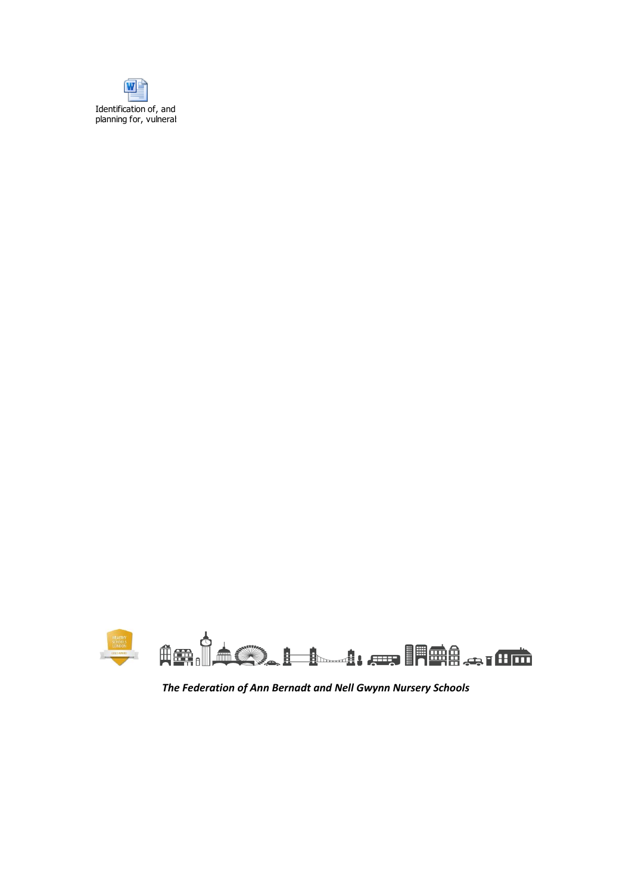Identification of, and planning for, vulneral